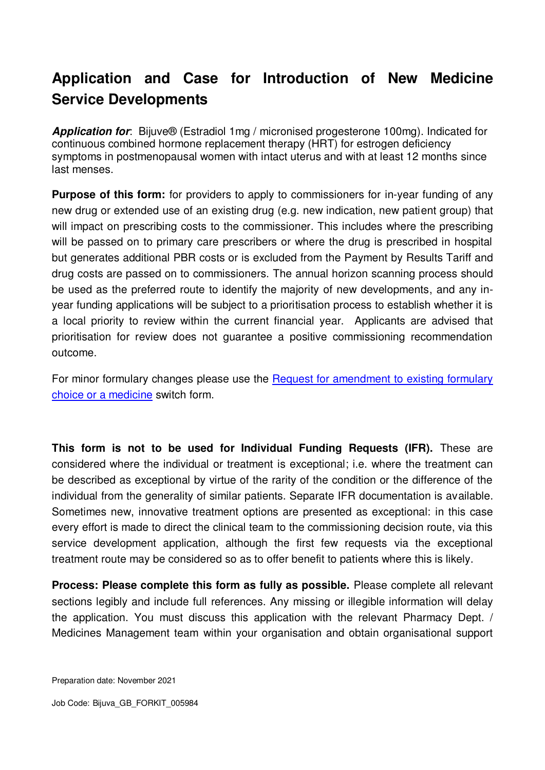# Application and Case for Introduction of New Medicine Service Developments

***Application for***: Bijuve® (Estradiol 1mg / micronised progesterone 100mg). Indicated for continuous combined hormone replacement therapy (HRT) for estrogen deficiency symptoms in postmenopausal women with intact uterus and with at least 12 months since last menses.

**Purpose of this form:** for providers to apply to commissioners for in-year funding of any new drug or extended use of an existing drug (e.g. new indication, new patient group) that will impact on prescribing costs to the commissioner. This includes where the prescribing will be passed on to primary care prescribers or where the drug is prescribed in hospital but generates additional PBR costs or is excluded from the Payment by Results Tariff and drug costs are passed on to commissioners. The annual horizon scanning process should be used as the preferred route to identify the majority of new developments, and any in-year funding applications will be subject to a prioritisation process to establish whether it is a local priority to review within the current financial year. Applicants are advised that prioritisation for review does not guarantee a positive commissioning recommendation outcome.

For minor formulary changes please use the Request for amendment to existing formulary choice or a medicine switch form.

**This form is not to be used for Individual Funding Requests (IFR).** These are considered where the individual or treatment is exceptional; i.e. where the treatment can be described as exceptional by virtue of the rarity of the condition or the difference of the individual from the generality of similar patients. Separate IFR documentation is available. Sometimes new, innovative treatment options are presented as exceptional: in this case every effort is made to direct the clinical team to the commissioning decision route, via this service development application, although the first few requests via the exceptional treatment route may be considered so as to offer benefit to patients where this is likely.

**Process: Please complete this form as fully as possible.** Please complete all relevant sections legibly and include full references. Any missing or illegible information will delay the application. You must discuss this application with the relevant Pharmacy Dept. / Medicines Management team within your organisation and obtain organisational support

Preparation date: November 2021

Job Code: Bijuva_GB_FORKIT_005984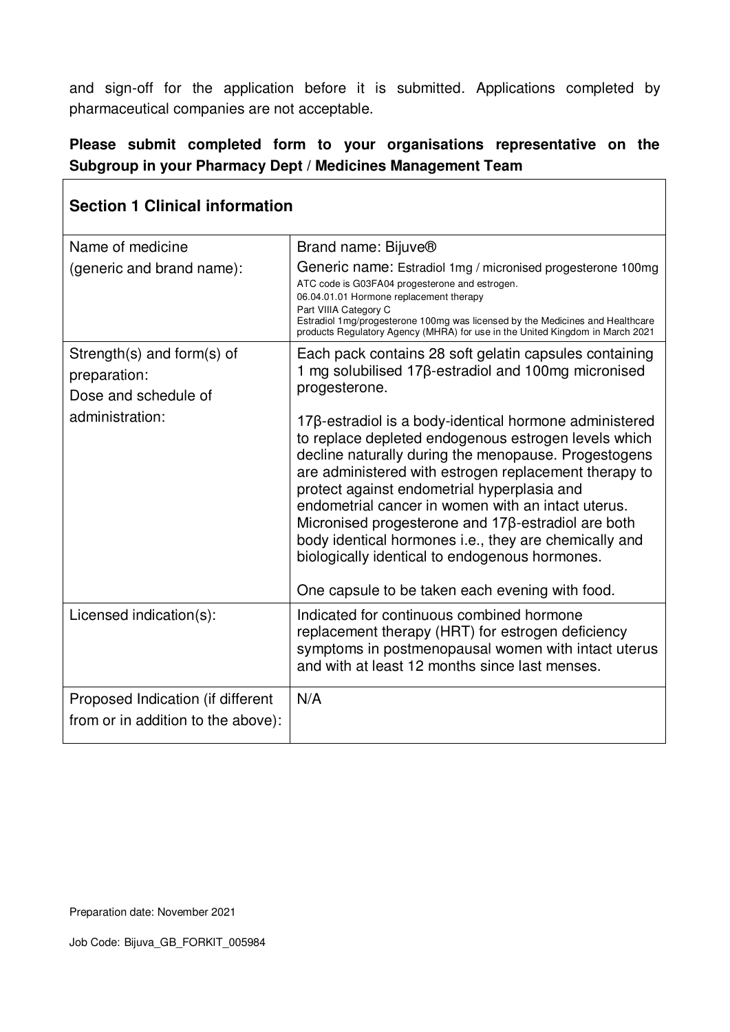and sign-off for the application before it is submitted. Applications completed by pharmaceutical companies are not acceptable.

**Please submit completed form to your organisations representative on the Subgroup in your Pharmacy Dept / Medicines Management Team**

## Section 1 Clinical information

| | |
|---|---|
| Name of medicine (generic and brand name): | Brand name: Bijuve® <br> Generic name: Estradiol 1mg / micronised progesterone 100mg <br> ATC code is G03FA04 progesterone and estrogen. <br> 06.04.01.01 Hormone replacement therapy <br> Part VIIIA Category C <br> Estradiol 1mg/progesterone 100mg was licensed by the Medicines and Healthcare products Regulatory Agency (MHRA) for use in the United Kingdom in March 2021 |
| Strength(s) and form(s) of preparation: <br> Dose and schedule of administration: | Each pack contains 28 soft gelatin capsules containing 1 mg solubilised 17β-estradiol and 100mg micronised progesterone. <br><br> 17β-estradiol is a body-identical hormone administered to replace depleted endogenous estrogen levels which decline naturally during the menopause. Progestogens are administered with estrogen replacement therapy to protect against endometrial hyperplasia and endometrial cancer in women with an intact uterus. Micronised progesterone and 17β-estradiol are both body identical hormones i.e., they are chemically and biologically identical to endogenous hormones. <br><br> One capsule to be taken each evening with food. |
| Licensed indication(s): | Indicated for continuous combined hormone replacement therapy (HRT) for estrogen deficiency symptoms in postmenopausal women with intact uterus and with at least 12 months since last menses. |
| Proposed Indication (if different from or in addition to the above): | N/A |

Preparation date: November 2021

Job Code: Bijuva_GB_FORKIT_005984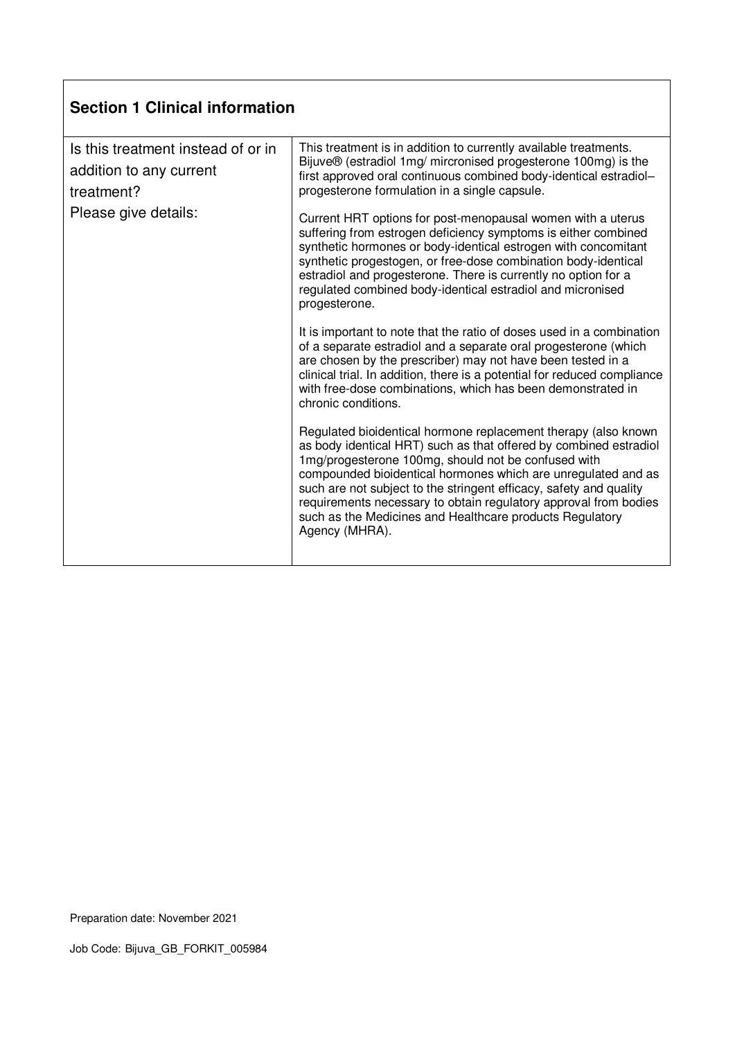## Section 1 Clinical information

| | |
|---|---|
| Is this treatment instead of or in addition to any current treatment?<br><br>Please give details: | This treatment is in addition to currently available treatments. Bijuve® (estradiol 1mg/ mircronised progesterone 100mg) is the first approved oral continuous combined body-identical estradiol–progesterone formulation in a single capsule.<br><br>Current HRT options for post-menopausal women with a uterus suffering from estrogen deficiency symptoms is either combined synthetic hormones or body-identical estrogen with concomitant synthetic progestogen, or free-dose combination body-identical estradiol and progesterone. There is currently no option for a regulated combined body-identical estradiol and micronised progesterone.<br><br>It is important to note that the ratio of doses used in a combination of a separate estradiol and a separate oral progesterone (which are chosen by the prescriber) may not have been tested in a clinical trial. In addition, there is a potential for reduced compliance with free-dose combinations, which has been demonstrated in chronic conditions.<br><br>Regulated bioidentical hormone replacement therapy (also known as body identical HRT) such as that offered by combined estradiol 1mg/progesterone 100mg, should not be confused with compounded bioidentical hormones which are unregulated and as such are not subject to the stringent efficacy, safety and quality requirements necessary to obtain regulatory approval from bodies such as the Medicines and Healthcare products Regulatory Agency (MHRA). |

Preparation date: November 2021

Job Code: Bijuva_GB_FORKIT_005984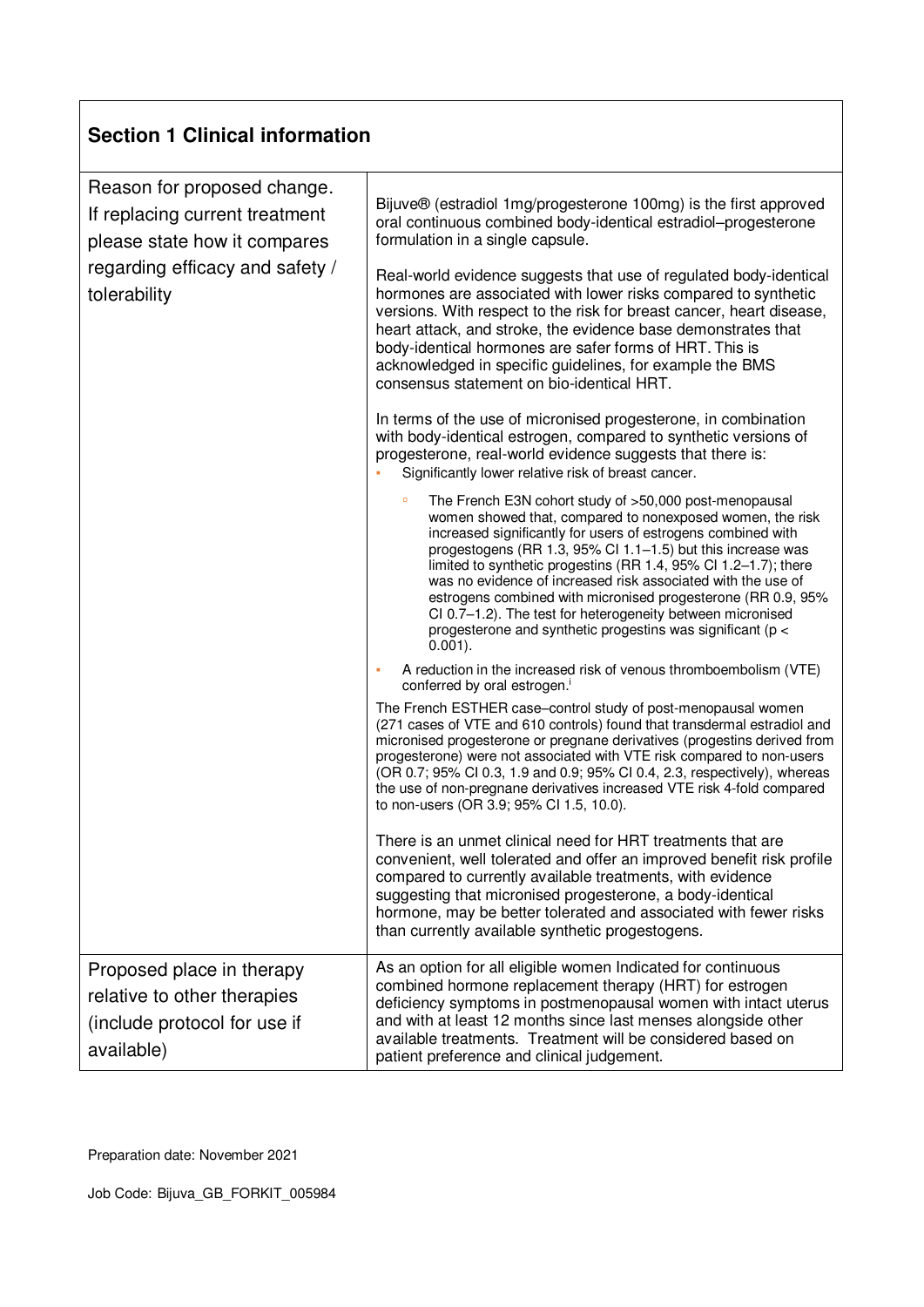## Section 1 Clinical information

| | |
|---|---|
| Reason for proposed change. If replacing current treatment please state how it compares regarding efficacy and safety / tolerability | Bijuve® (estradiol 1mg/progesterone 100mg) is the first approved oral continuous combined body-identical estradiol–progesterone formulation in a single capsule.<br><br>Real-world evidence suggests that use of regulated body-identical hormones are associated with lower risks compared to synthetic versions. With respect to the risk for breast cancer, heart disease, heart attack, and stroke, the evidence base demonstrates that body-identical hormones are safer forms of HRT. This is acknowledged in specific guidelines, for example the BMS consensus statement on bio-identical HRT.<br><br>In terms of the use of micronised progesterone, in combination with body-identical estrogen, compared to synthetic versions of progesterone, real-world evidence suggests that there is:<br>▪ Significantly lower relative risk of breast cancer.<br>&nbsp;&nbsp;&nbsp;&nbsp;▫ The French E3N cohort study of >50,000 post-menopausal women showed that, compared to nonexposed women, the risk increased significantly for users of estrogens combined with progestogens (RR 1.3, 95% CI 1.1–1.5) but this increase was limited to synthetic progestins (RR 1.4, 95% CI 1.2–1.7); there was no evidence of increased risk associated with the use of estrogens combined with micronised progesterone (RR 0.9, 95% CI 0.7–1.2). The test for heterogeneity between micronised progesterone and synthetic progestins was significant ($p < 0.001$).<br>▪ A reduction in the increased risk of venous thromboembolism (VTE) conferred by oral estrogen.[i]<br><br>The French ESTHER case–control study of post-menopausal women (271 cases of VTE and 610 controls) found that transdermal estradiol and micronised progesterone or pregnane derivatives (progestins derived from progesterone) were not associated with VTE risk compared to non-users (OR 0.7; 95% CI 0.3, 1.9 and 0.9; 95% CI 0.4, 2.3, respectively), whereas the use of non-pregnane derivatives increased VTE risk 4-fold compared to non-users (OR 3.9; 95% CI 1.5, 10.0).<br><br>There is an unmet clinical need for HRT treatments that are convenient, well tolerated and offer an improved benefit risk profile compared to currently available treatments, with evidence suggesting that micronised progesterone, a body-identical hormone, may be better tolerated and associated with fewer risks than currently available synthetic progestogens. |
| Proposed place in therapy relative to other therapies (include protocol for use if available) | As an option for all eligible women Indicated for continuous combined hormone replacement therapy (HRT) for estrogen deficiency symptoms in postmenopausal women with intact uterus and with at least 12 months since last menses alongside other available treatments. Treatment will be considered based on patient preference and clinical judgement. |

Preparation date: November 2021

Job Code: Bijuva_GB_FORKIT_005984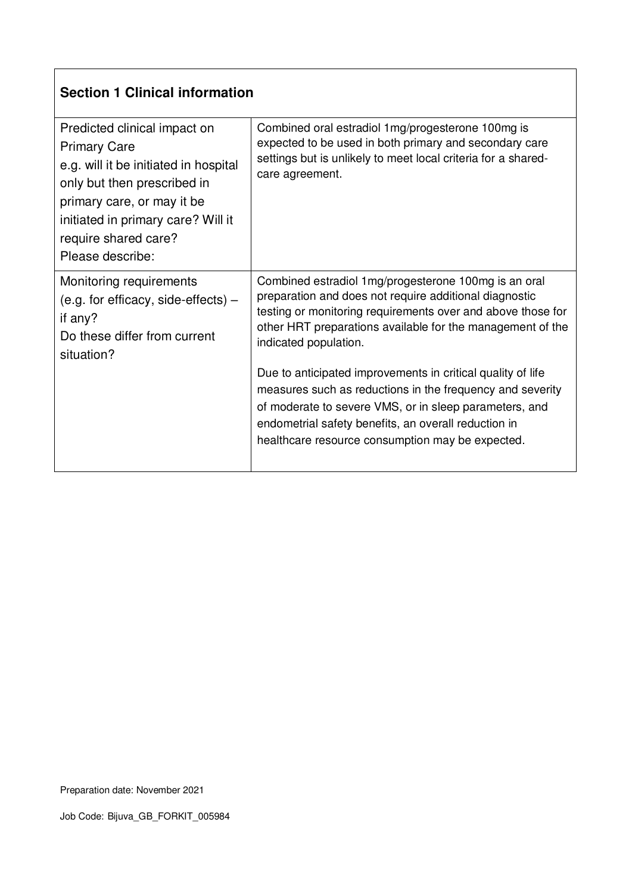| **Section 1 Clinical information** | |
|---|---|
| Predicted clinical impact on Primary Care<br>e.g. will it be initiated in hospital only but then prescribed in primary care, or may it be initiated in primary care? Will it require shared care?<br>Please describe: | Combined oral estradiol 1mg/progesterone 100mg is expected to be used in both primary and secondary care settings but is unlikely to meet local criteria for a shared-care agreement. |
| Monitoring requirements (e.g. for efficacy, side-effects) – if any?<br>Do these differ from current situation? | Combined estradiol 1mg/progesterone 100mg is an oral preparation and does not require additional diagnostic testing or monitoring requirements over and above those for other HRT preparations available for the management of the indicated population.<br><br>Due to anticipated improvements in critical quality of life measures such as reductions in the frequency and severity of moderate to severe VMS, or in sleep parameters, and endometrial safety benefits, an overall reduction in healthcare resource consumption may be expected. |

Preparation date: November 2021

Job Code: Bijuva_GB_FORKIT_005984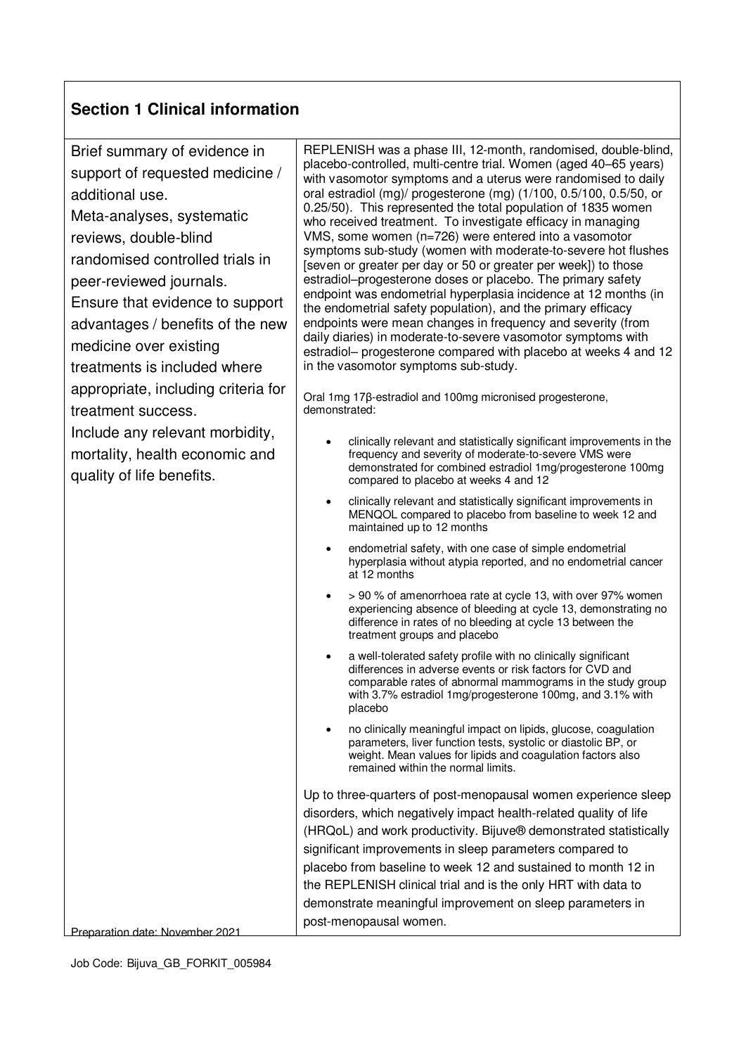## Section 1 Clinical information

| Brief summary of evidence in support of requested medicine / additional use.<br>Meta-analyses, systematic reviews, double-blind randomised controlled trials in peer-reviewed journals.<br>Ensure that evidence to support advantages / benefits of the new medicine over existing treatments is included where appropriate, including criteria for treatment success.<br>Include any relevant morbidity, mortality, health economic and quality of life benefits.<br><br>Preparation date: November 2021 | REPLENISH was a phase III, 12-month, randomised, double-blind, placebo-controlled, multi-centre trial. Women (aged 40–65 years) with vasomotor symptoms and a uterus were randomised to daily oral estradiol (mg)/ progesterone (mg) (1/100, 0.5/100, 0.5/50, or 0.25/50). This represented the total population of 1835 women who received treatment. To investigate efficacy in managing VMS, some women (n=726) were entered into a vasomotor symptoms sub-study (women with moderate-to-severe hot flushes [seven or greater per day or 50 or greater per week]) to those estradiol–progesterone doses or placebo. The primary safety endpoint was endometrial hyperplasia incidence at 12 months (in the endometrial safety population), and the primary efficacy endpoints were mean changes in frequency and severity (from daily diaries) in moderate-to-severe vasomotor symptoms with estradiol– progesterone compared with placebo at weeks 4 and 12 in the vasomotor symptoms sub-study.<br><br>Oral 1mg 17β-estradiol and 100mg micronised progesterone, demonstrated:<br><br>• clinically relevant and statistically significant improvements in the frequency and severity of moderate-to-severe VMS were demonstrated for combined estradiol 1mg/progesterone 100mg compared to placebo at weeks 4 and 12<br>• clinically relevant and statistically significant improvements in MENQOL compared to placebo from baseline to week 12 and maintained up to 12 months<br>• endometrial safety, with one case of simple endometrial hyperplasia without atypia reported, and no endometrial cancer at 12 months<br>• > 90 % of amenorrhoea rate at cycle 13, with over 97% women experiencing absence of bleeding at cycle 13, demonstrating no difference in rates of no bleeding at cycle 13 between the treatment groups and placebo<br>• a well-tolerated safety profile with no clinically significant differences in adverse events or risk factors for CVD and comparable rates of abnormal mammograms in the study group with 3.7% estradiol 1mg/progesterone 100mg, and 3.1% with placebo<br>• no clinically meaningful impact on lipids, glucose, coagulation parameters, liver function tests, systolic or diastolic BP, or weight. Mean values for lipids and coagulation factors also remained within the normal limits.<br><br>Up to three-quarters of post-menopausal women experience sleep disorders, which negatively impact health-related quality of life (HRQoL) and work productivity. Bijuve® demonstrated statistically significant improvements in sleep parameters compared to placebo from baseline to week 12 and sustained to month 12 in the REPLENISH clinical trial and is the only HRT with data to demonstrate meaningful improvement on sleep parameters in post-menopausal women. |
|---|---|

Job Code: Bijuva_GB_FORKIT_005984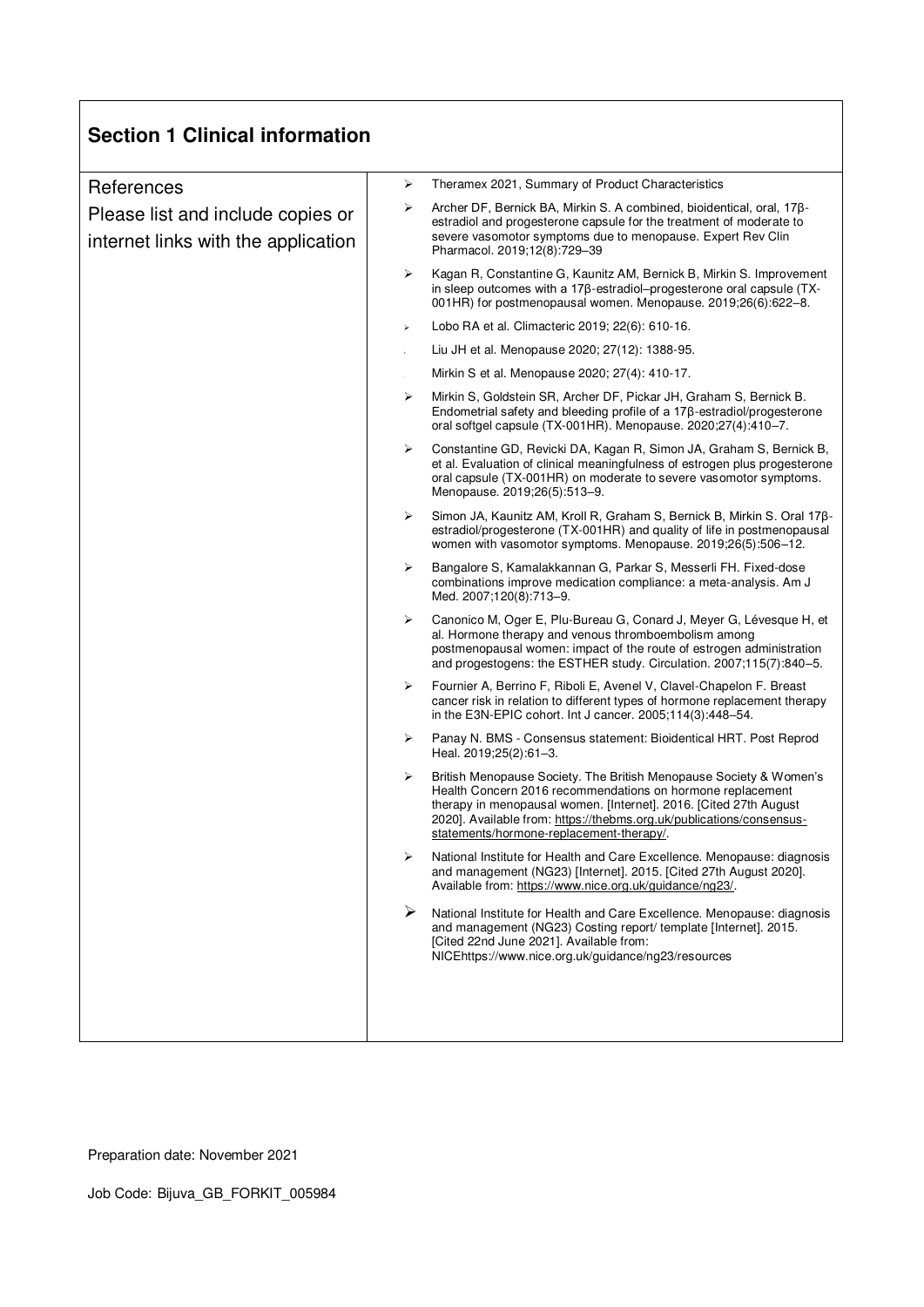## Section 1 Clinical information

| References<br>Please list and include copies or internet links with the application | <ul><li>Theramex 2021, Summary of Product Characteristics</li><li>Archer DF, Bernick BA, Mirkin S. A combined, bioidentical, oral, 17β-estradiol and progesterone capsule for the treatment of moderate to severe vasomotor symptoms due to menopause. Expert Rev Clin Pharmacol. 2019;12(8):729–39</li><li>Kagan R, Constantine G, Kaunitz AM, Bernick B, Mirkin S. Improvement in sleep outcomes with a 17β-estradiol–progesterone oral capsule (TX-001HR) for postmenopausal women. Menopause. 2019;26(6):622–8.</li><li>Lobo RA et al. Climacteric 2019; 22(6): 610-16.</li><li>Liu JH et al. Menopause 2020; 27(12): 1388-95.</li><li>Mirkin S et al. Menopause 2020; 27(4): 410-17.</li><li>Mirkin S, Goldstein SR, Archer DF, Pickar JH, Graham S, Bernick B. Endometrial safety and bleeding profile of a 17β-estradiol/progesterone oral softgel capsule (TX-001HR). Menopause. 2020;27(4):410–7.</li><li>Constantine GD, Revicki DA, Kagan R, Simon JA, Graham S, Bernick B, et al. Evaluation of clinical meaningfulness of estrogen plus progesterone oral capsule (TX-001HR) on moderate to severe vasomotor symptoms. Menopause. 2019;26(5):513–9.</li><li>Simon JA, Kaunitz AM, Kroll R, Graham S, Bernick B, Mirkin S. Oral 17β-estradiol/progesterone (TX-001HR) and quality of life in postmenopausal women with vasomotor symptoms. Menopause. 2019;26(5):506–12.</li><li>Bangalore S, Kamalakkannan G, Parkar S, Messerli FH. Fixed-dose combinations improve medication compliance: a meta-analysis. Am J Med. 2007;120(8):713–9.</li><li>Canonico M, Oger E, Plu-Bureau G, Conard J, Meyer G, Lévesque H, et al. Hormone therapy and venous thromboembolism among postmenopausal women: impact of the route of estrogen administration and progestogens: the ESTHER study. Circulation. 2007;115(7):840–5.</li><li>Fournier A, Berrino F, Riboli E, Avenel V, Clavel-Chapelon F. Breast cancer risk in relation to different types of hormone replacement therapy in the E3N-EPIC cohort. Int J cancer. 2005;114(3):448–54.</li><li>Panay N. BMS - Consensus statement: Bioidentical HRT. Post Reprod Heal. 2019;25(2):61–3.</li><li>British Menopause Society. The British Menopause Society & Women's Health Concern 2016 recommendations on hormone replacement therapy in menopausal women. [Internet]. 2016. [Cited 27th August 2020]. Available from: https://thebms.org.uk/publications/consensus-statements/hormone-replacement-therapy/.</li><li>National Institute for Health and Care Excellence. Menopause: diagnosis and management (NG23) [Internet]. 2015. [Cited 27th August 2020]. Available from: https://www.nice.org.uk/guidance/ng23/.</li><li>National Institute for Health and Care Excellence. Menopause: diagnosis and management (NG23) Costing report/ template [Internet]. 2015. [Cited 22nd June 2021]. Available from: NICEhttps://www.nice.org.uk/guidance/ng23/resources</li></ul> |
|---|---|

Preparation date: November 2021

Job Code: Bijuva_GB_FORKIT_005984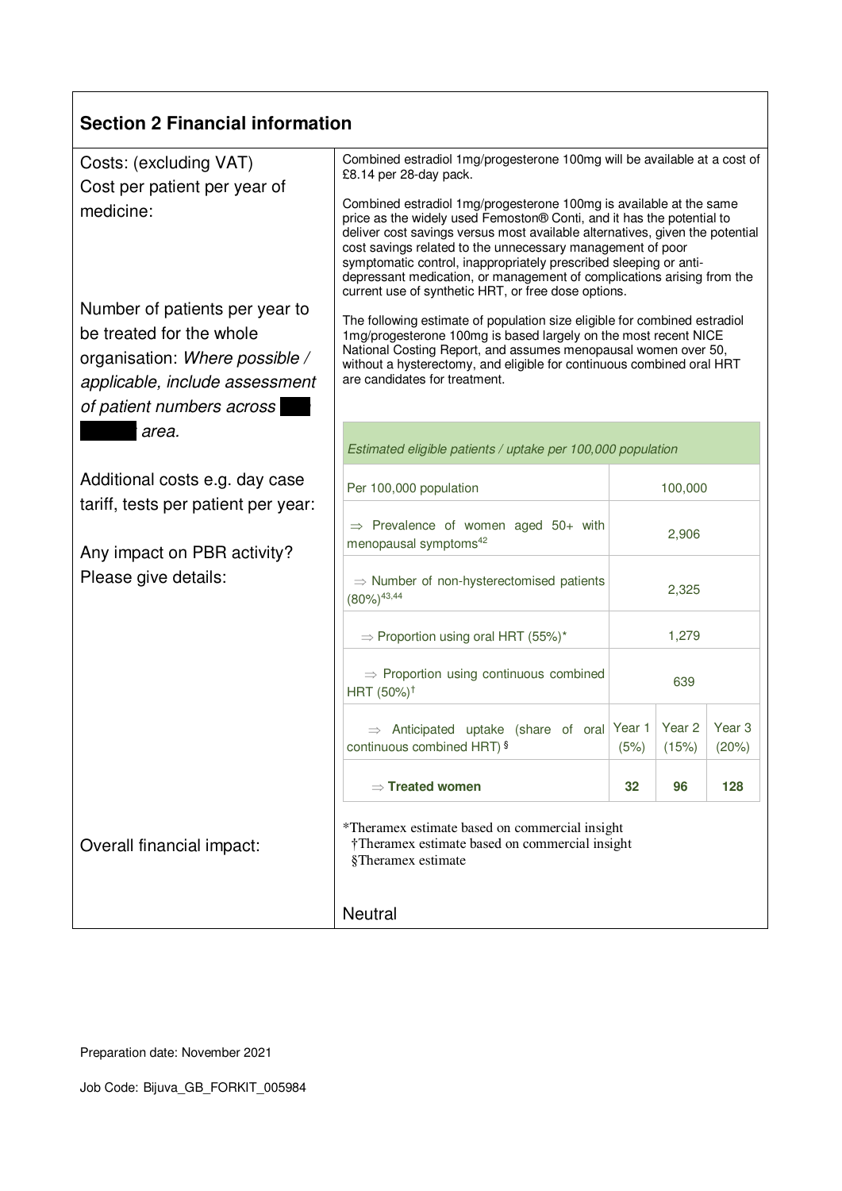## Section 2 Financial information

| | |
|---|---|
| Costs: (excluding VAT)<br>Cost per patient per year of medicine: | Combined estradiol 1mg/progesterone 100mg will be available at a cost of £8.14 per 28-day pack.<br><br>Combined estradiol 1mg/progesterone 100mg is available at the same price as the widely used Femoston® Conti, and it has the potential to deliver cost savings versus most available alternatives, given the potential cost savings related to the unnecessary management of poor symptomatic control, inappropriately prescribed sleeping or anti-depressant medication, or management of complications arising from the current use of synthetic HRT, or free dose options. |
| Number of patients per year to be treated for the whole organisation: *Where possible / applicable, include assessment of patient numbers across [redacted] area.*<br><br>Additional costs e.g. day case tariff, tests per patient per year:<br><br>Any impact on PBR activity? Please give details: | The following estimate of population size eligible for combined estradiol 1mg/progesterone 100mg is based largely on the most recent NICE National Costing Report, and assumes menopausal women over 50, without a hysterectomy, and eligible for continuous combined oral HRT are candidates for treatment. |
| Overall financial impact: | *Theramex estimate based on commercial insight<br>†Theramex estimate based on commercial insight<br>§Theramex estimate<br><br>Neutral |

| *Estimated eligible patients / uptake per 100,000 population* | | | |
|---|---|---|---|
| Per 100,000 population | 100,000 | | |
| ⇒ Prevalence of women aged 50+ with menopausal symptoms[42] | 2,906 | | |
| ⇒ Number of non-hysterectomised patients (80%)[43,44] | 2,325 | | |
| ⇒ Proportion using oral HRT (55%)* | 1,279 | | |
| ⇒ Proportion using continuous combined HRT (50%)† | 639 | | |
| ⇒ Anticipated uptake (share of oral continuous combined HRT) § | Year 1 (5%) | Year 2 (15%) | Year 3 (20%) |
| ⇒ **Treated women** | **32** | **96** | **128** |

Preparation date: November 2021

Job Code: Bijuva_GB_FORKIT_005984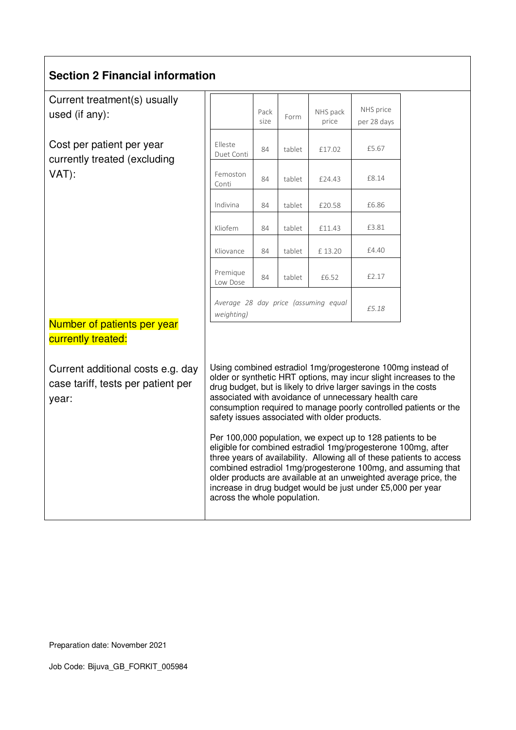## Section 2 Financial information

**Current treatment(s) usually used (if any):**

**Cost per patient per year currently treated (excluding VAT):**

|  | Pack size | Form | NHS pack price | NHS price per 28 days |
|---|---|---|---|---|
| Elleste Duet Conti | 84 | tablet | £17.02 | £5.67 |
| Femoston Conti | 84 | tablet | £24.43 | £8.14 |
| Indivina | 84 | tablet | £20.58 | £6.86 |
| Kliofem | 84 | tablet | £11.43 | £3.81 |
| Kliovance | 84 | tablet | £ 13.20 | £4.40 |
| Premique Low Dose | 84 | tablet | £6.52 | £2.17 |
| *Average 28 day price (assuming equal weighting)* | | | | *£5.18* |

**Number of patients per year currently treated:**

**Current additional costs e.g. day case tariff, tests per patient per year:**

Using combined estradiol 1mg/progesterone 100mg instead of older or synthetic HRT options, may incur slight increases to the drug budget, but is likely to drive larger savings in the costs associated with avoidance of unnecessary health care consumption required to manage poorly controlled patients or the safety issues associated with older products.

Per 100,000 population, we expect up to 128 patients to be eligible for combined estradiol 1mg/progesterone 100mg, after three years of availability. Allowing all of these patients to access combined estradiol 1mg/progesterone 100mg, and assuming that older products are available at an unweighted average price, the increase in drug budget would be just under £5,000 per year across the whole population.

Preparation date: November 2021

Job Code: Bijuva_GB_FORKIT_005984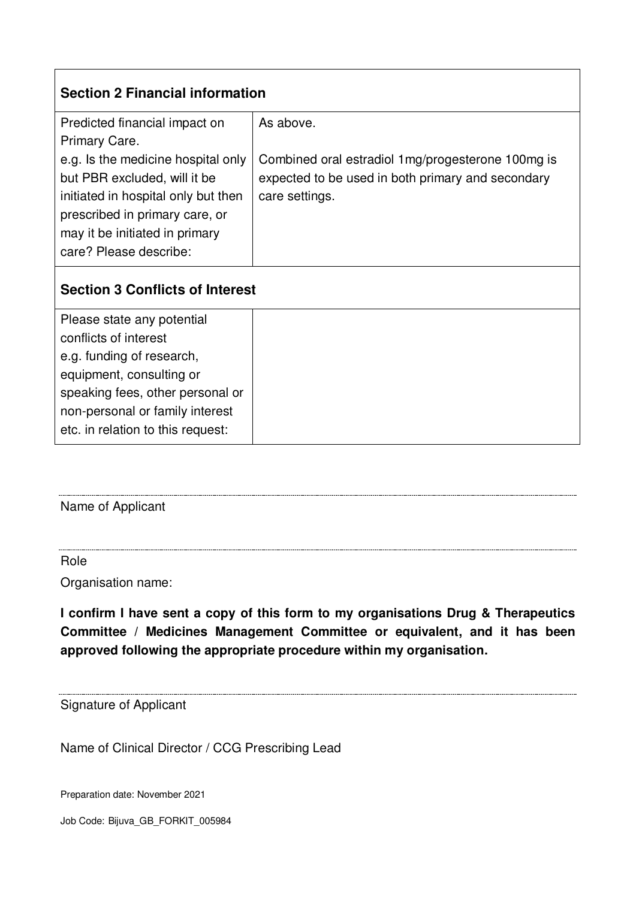| **Section 2 Financial information** | |
|---|---|
| Predicted financial impact on Primary Care.<br>e.g. Is the medicine hospital only but PBR excluded, will it be initiated in hospital only but then prescribed in primary care, or may it be initiated in primary care? Please describe: | As above.<br><br>Combined oral estradiol 1mg/progesterone 100mg is expected to be used in both primary and secondary care settings. |
| **Section 3 Conflicts of Interest** | |
| Please state any potential conflicts of interest e.g. funding of research, equipment, consulting or speaking fees, other personal or non-personal or family interest etc. in relation to this request: | |

---

Name of Applicant

---

Role

Organisation name:

**I confirm I have sent a copy of this form to my organisations Drug & Therapeutics Committee / Medicines Management Committee or equivalent, and it has been approved following the appropriate procedure within my organisation.**

---

Signature of Applicant

Name of Clinical Director / CCG Prescribing Lead

Preparation date: November 2021

Job Code: Bijuva_GB_FORKIT_005984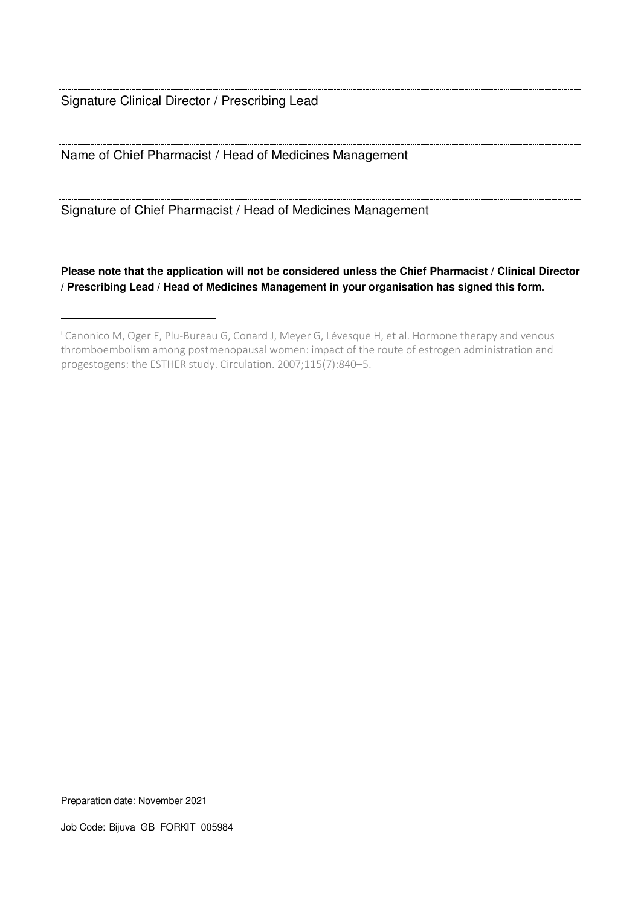Signature Clinical Director / Prescribing Lead

Name of Chief Pharmacist / Head of Medicines Management

Signature of Chief Pharmacist / Head of Medicines Management

**Please note that the application will not be considered unless the Chief Pharmacist / Clinical Director / Prescribing Lead / Head of Medicines Management in your organisation has signed this form.**

---

[i] Canonico M, Oger E, Plu-Bureau G, Conard J, Meyer G, Lévesque H, et al. Hormone therapy and venous thromboembolism among postmenopausal women: impact of the route of estrogen administration and progestogens: the ESTHER study. Circulation. 2007;115(7):840–5.

Preparation date: November 2021

Job Code: Bijuva_GB_FORKIT_005984